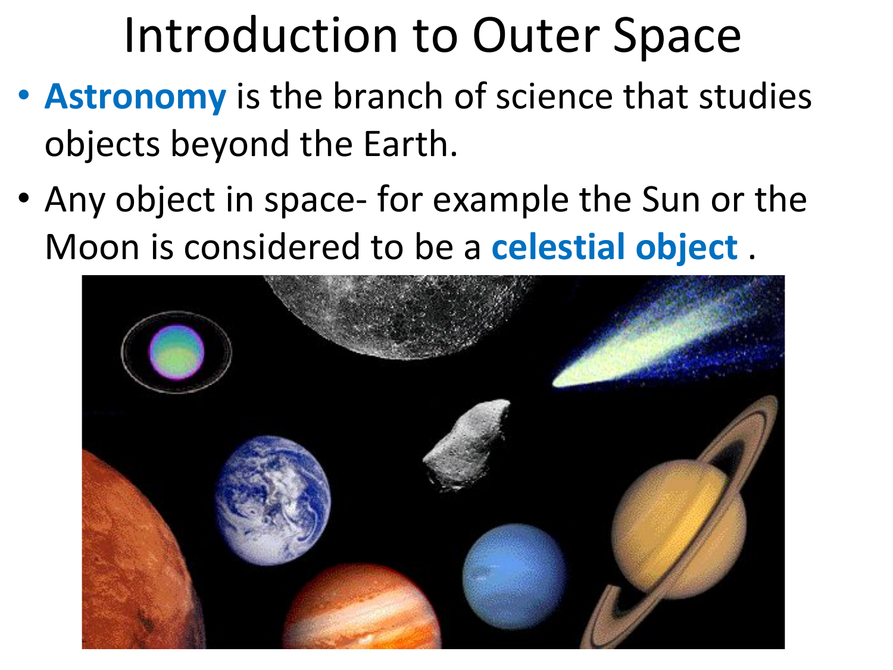# Introduction to Outer Space

- **Astronomy** is the branch of science that studies objects beyond the Earth.
- Any object in space- for example the Sun or the Moon is considered to be a **celestial object** .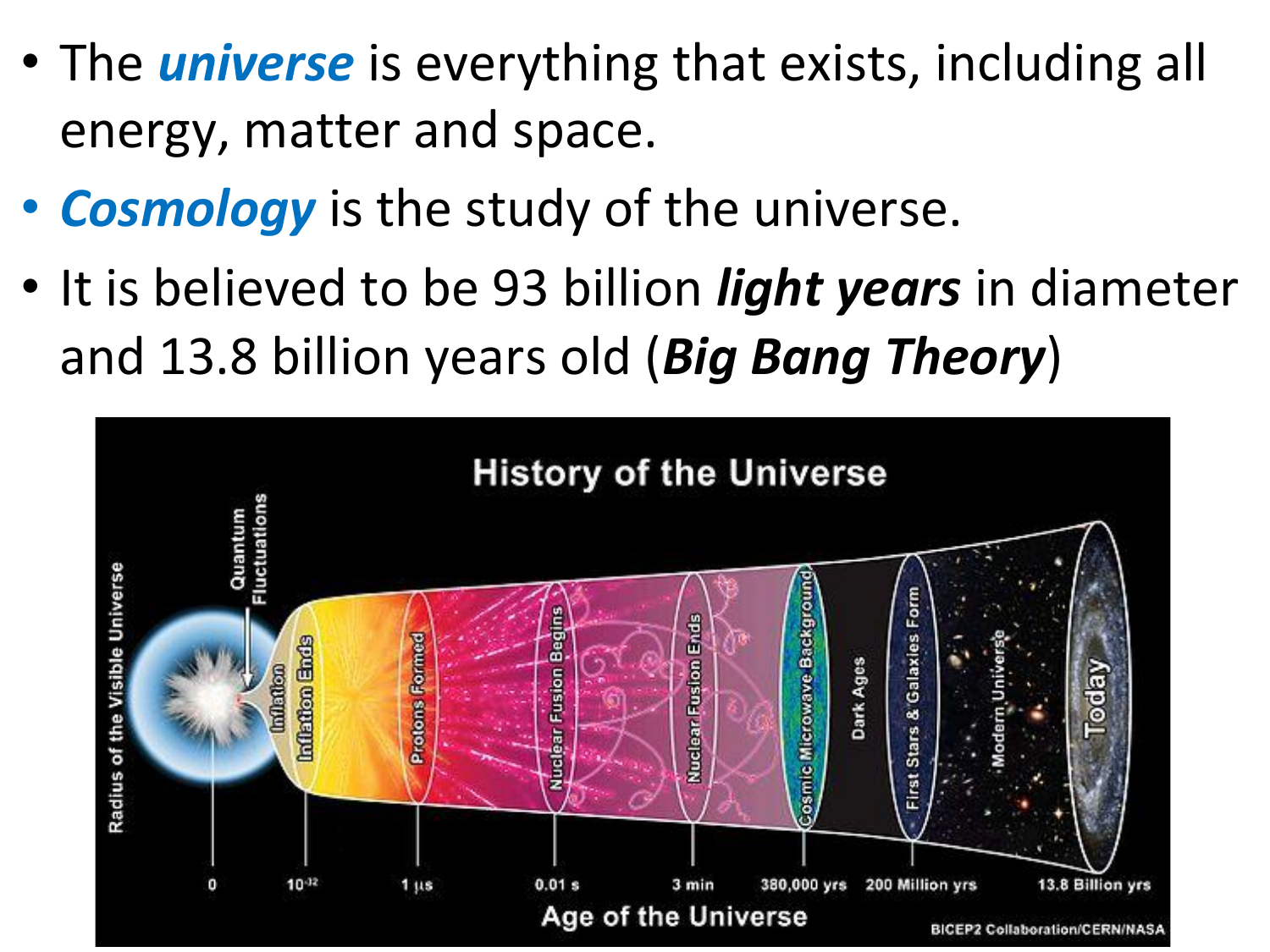- The ***universe*** is everything that exists, including all energy, matter and space.
- ***Cosmology*** is the study of the universe.
- It is believed to be 93 billion ***light years*** in diameter and 13.8 billion years old (***Big Bang Theory***)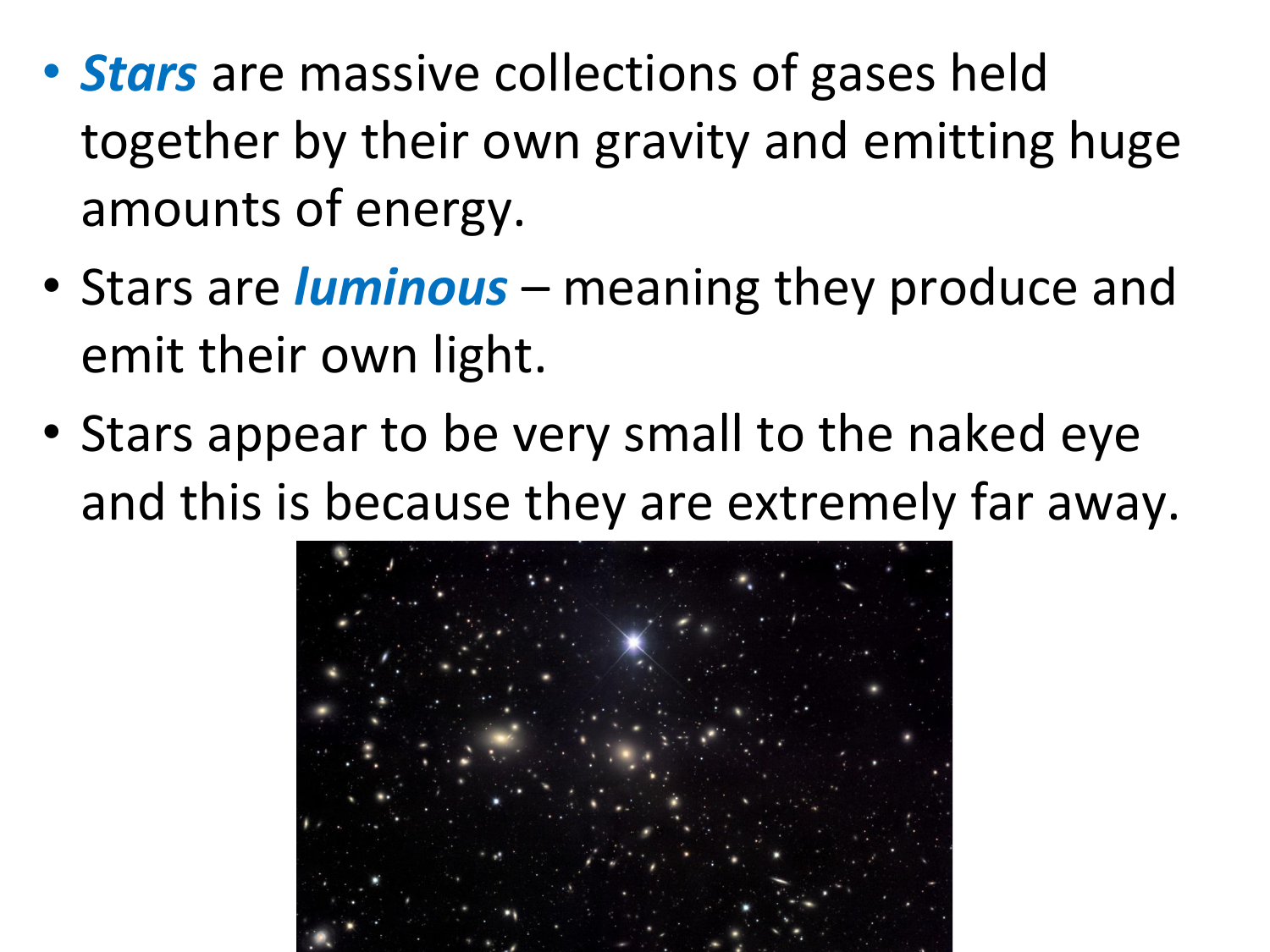- ***Stars*** are massive collections of gases held together by their own gravity and emitting huge amounts of energy.
- Stars are ***luminous*** – meaning they produce and emit their own light.
- Stars appear to be very small to the naked eye and this is because they are extremely far away.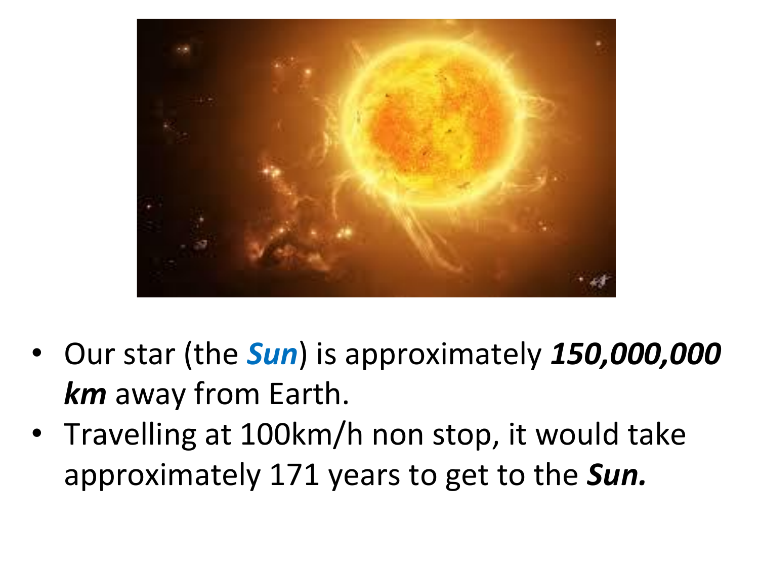- Our star (the ***Sun***) is approximately ***150,000,000 km*** away from Earth.
- Travelling at 100km/h non stop, it would take approximately 171 years to get to the ***Sun.***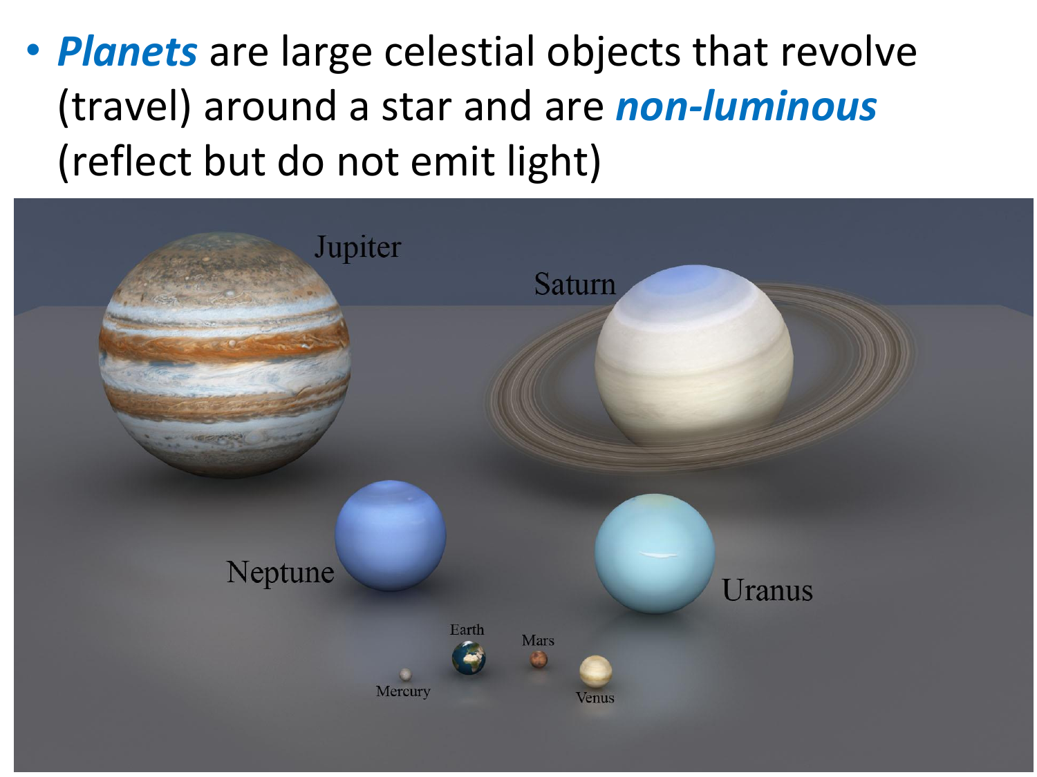- ***Planets*** are large celestial objects that revolve (travel) around a star and are ***non-luminous*** (reflect but do not emit light)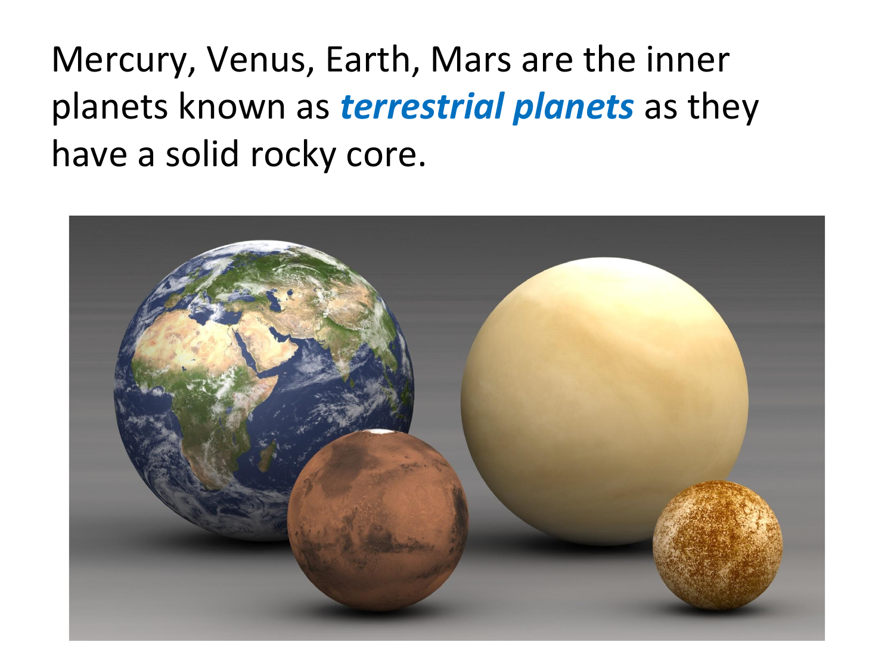Mercury, Venus, Earth, Mars are the inner planets known as ***terrestrial planets*** as they have a solid rocky core.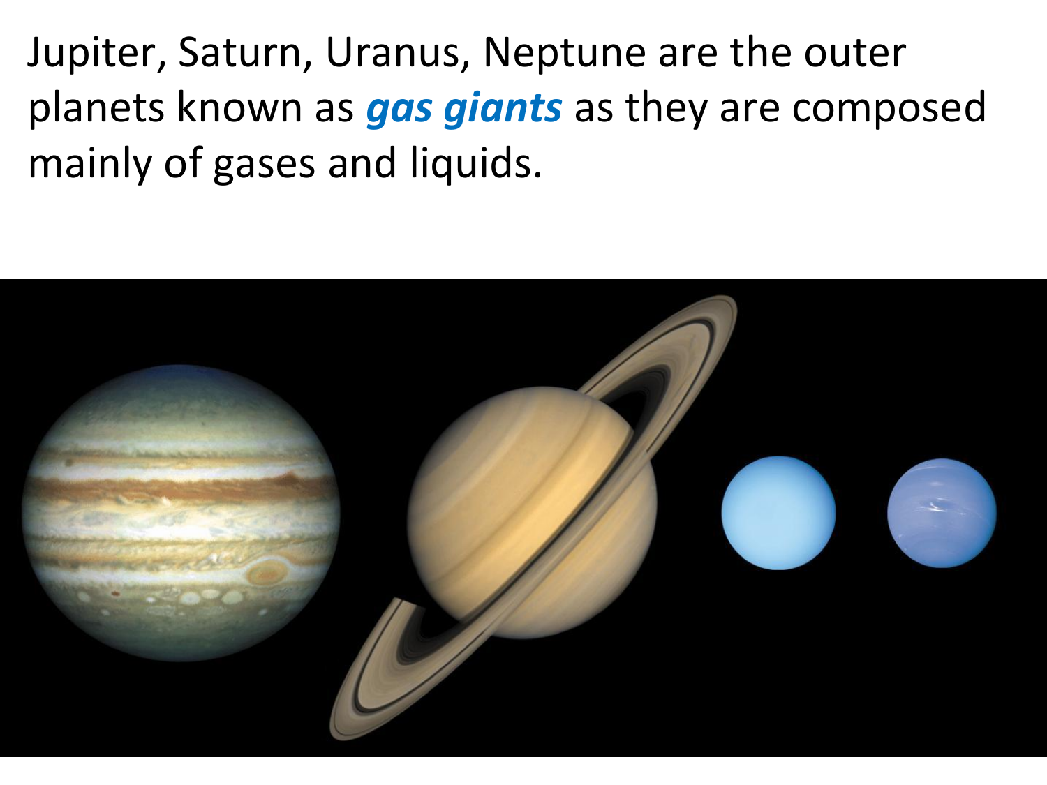Jupiter, Saturn, Uranus, Neptune are the outer planets known as ***gas giants*** as they are composed mainly of gases and liquids.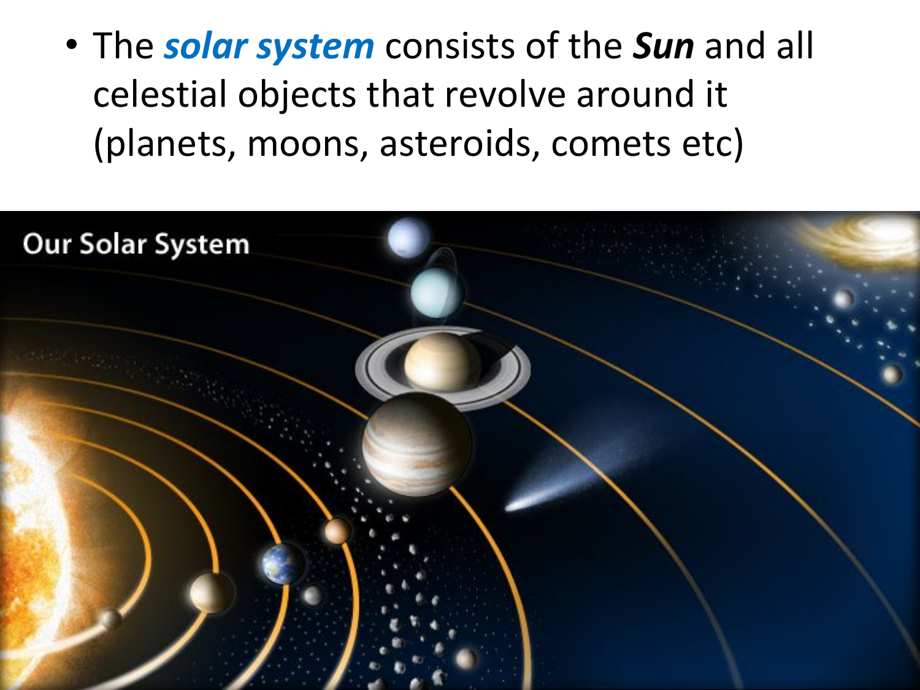- The ***solar system*** consists of the ***Sun*** and all celestial objects that revolve around it (planets, moons, asteroids, comets etc)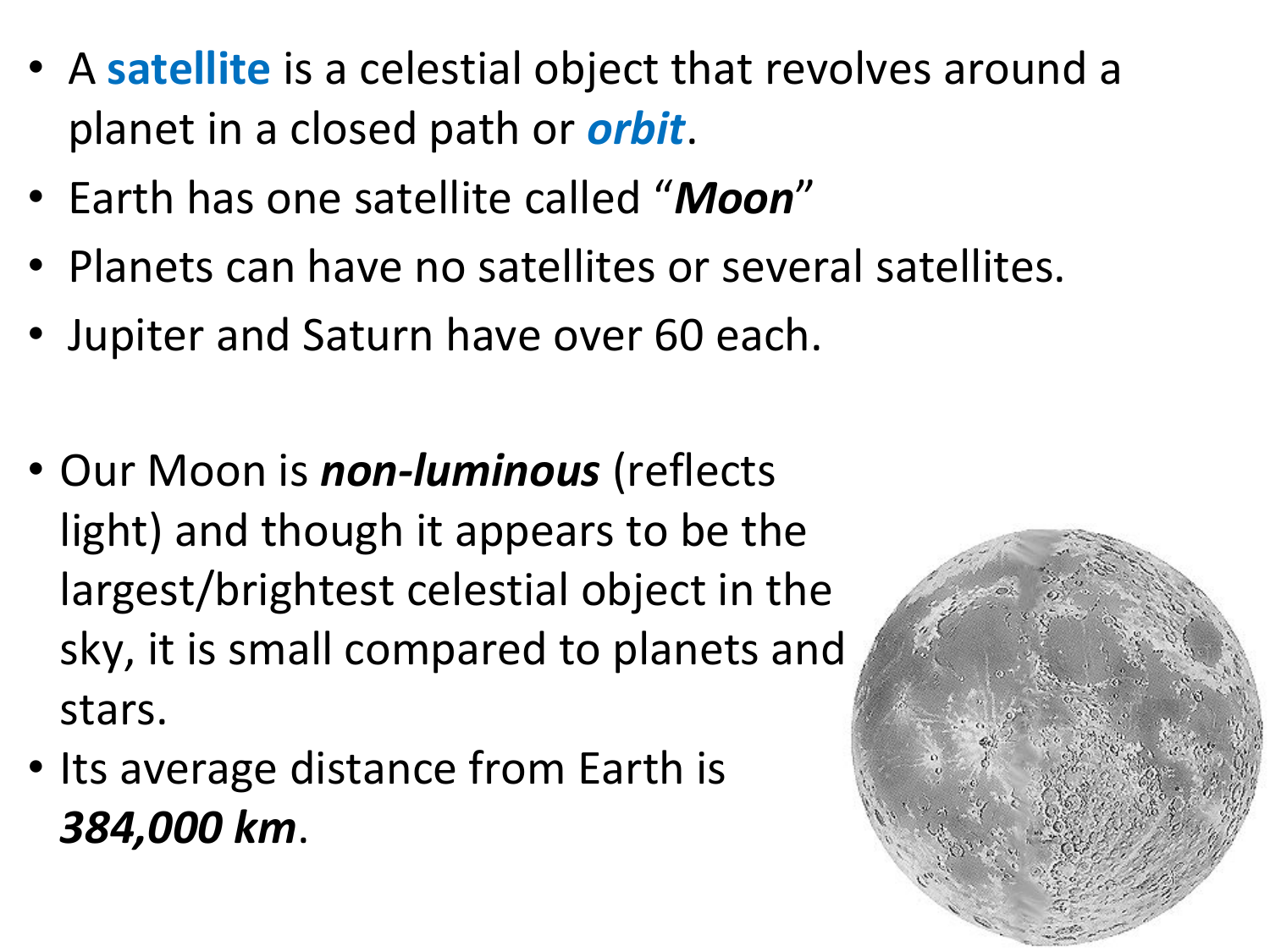- A **satellite** is a celestial object that revolves around a planet in a closed path or ***orbit***.
- Earth has one satellite called "***Moon***"
- Planets can have no satellites or several satellites.
- Jupiter and Saturn have over 60 each.

- Our Moon is ***non-luminous*** (reflects light) and though it appears to be the largest/brightest celestial object in the sky, it is small compared to planets and stars.
- Its average distance from Earth is ***384,000 km***.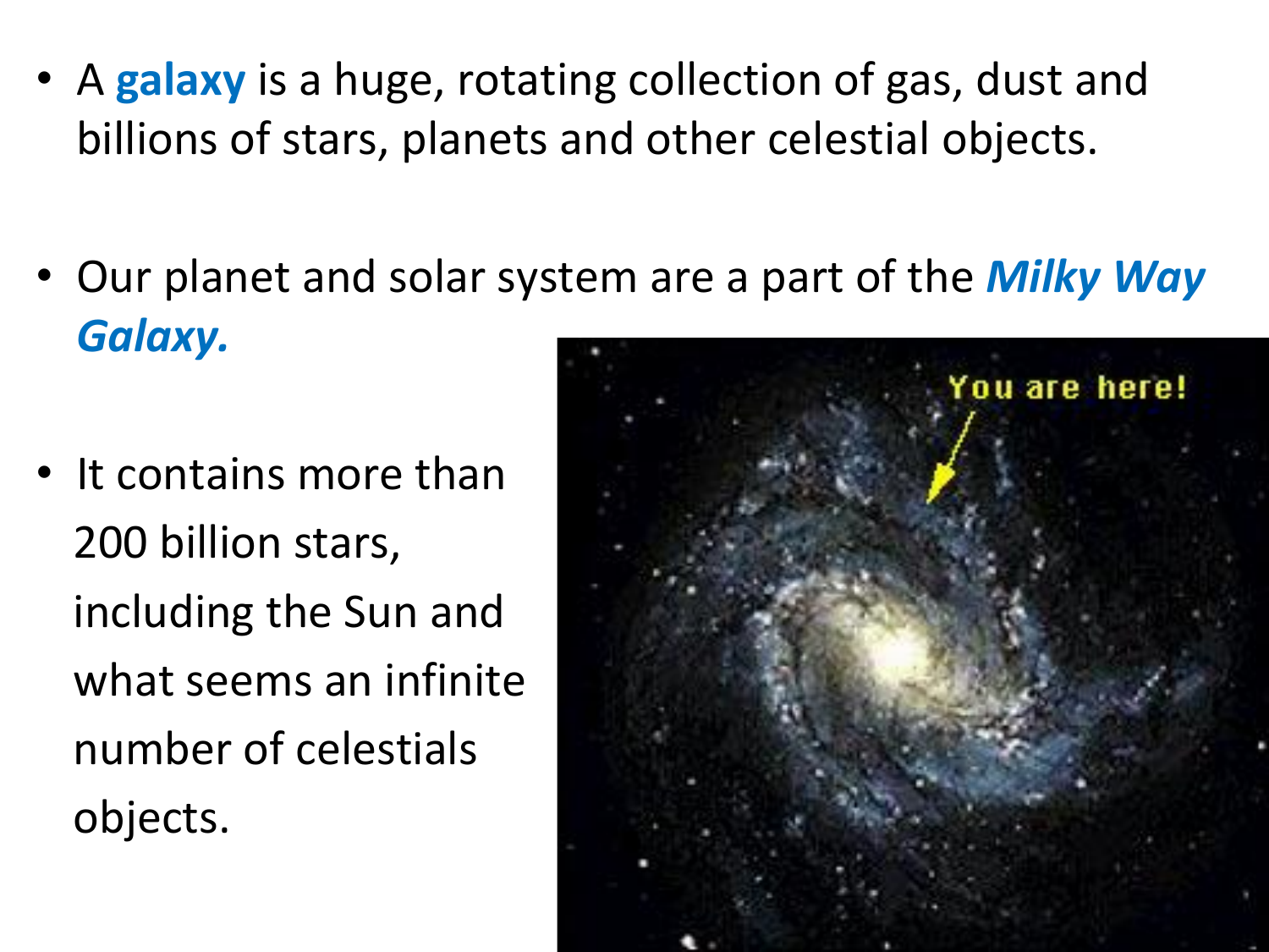- A **galaxy** is a huge, rotating collection of gas, dust and billions of stars, planets and other celestial objects.

- Our planet and solar system are a part of the ***Milky Way Galaxy.***

- It contains more than 200 billion stars, including the Sun and what seems an infinite number of celestials objects.